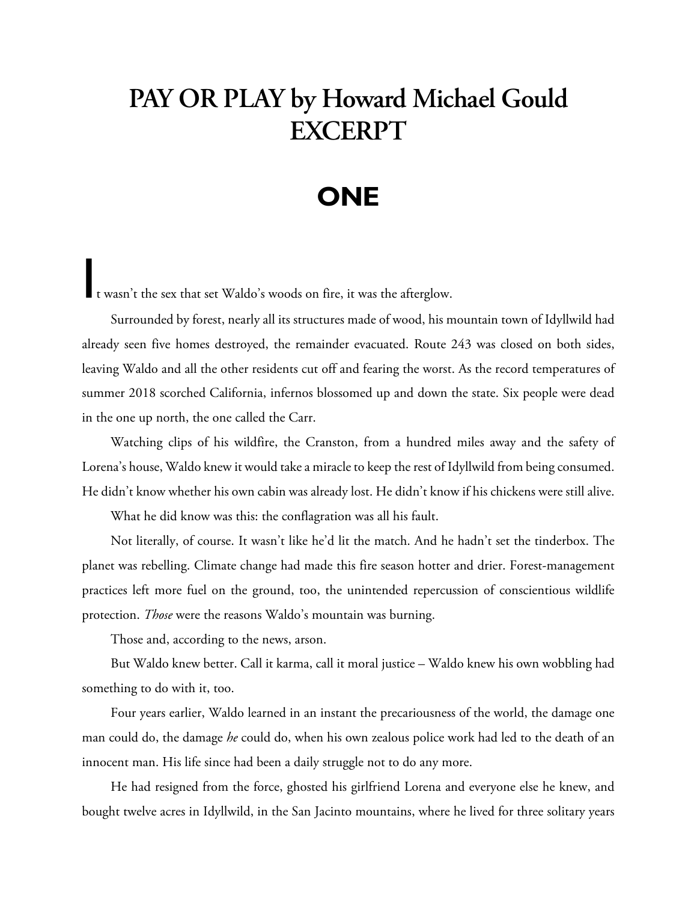# PAY OR PLAY by Howard Michael Gould EXCERPT

## ONE

It wasn't the sex that set Waldo's woods on fire, it was the afterglow.

Surrounded by forest, nearly all its structures made of wood, his mountain town of Idyllwild had already seen five homes destroyed, the remainder evacuated. Route 243 was closed on both sides, leaving Waldo and all the other residents cut off and fearing the worst. As the record temperatures of summer 2018 scorched California, infernos blossomed up and down the state. Six people were dead in the one up north, the one called the Carr.

Watching clips of his wildfire, the Cranston, from a hundred miles away and the safety of Lorena's house, Waldo knew it would take a miracle to keep the rest of Idyllwild from being consumed. He didn't know whether his own cabin was already lost. He didn't know if his chickens were still alive.

What he did know was this: the conflagration was all his fault.

Not literally, of course. It wasn't like he'd lit the match. And he hadn't set the tinderbox. The planet was rebelling. Climate change had made this fire season hotter and drier. Forest-management practices left more fuel on the ground, too, the unintended repercussion of conscientious wildlife protection. *Those* were the reasons Waldo's mountain was burning.

Those and, according to the news, arson.

But Waldo knew better. Call it karma, call it moral justice – Waldo knew his own wobbling had something to do with it, too.

Four years earlier, Waldo learned in an instant the precariousness of the world, the damage one man could do, the damage *he* could do, when his own zealous police work had led to the death of an innocent man. His life since had been a daily struggle not to do any more.

He had resigned from the force, ghosted his girlfriend Lorena and everyone else he knew, and bought twelve acres in Idyllwild, in the San Jacinto mountains, where he lived for three solitary years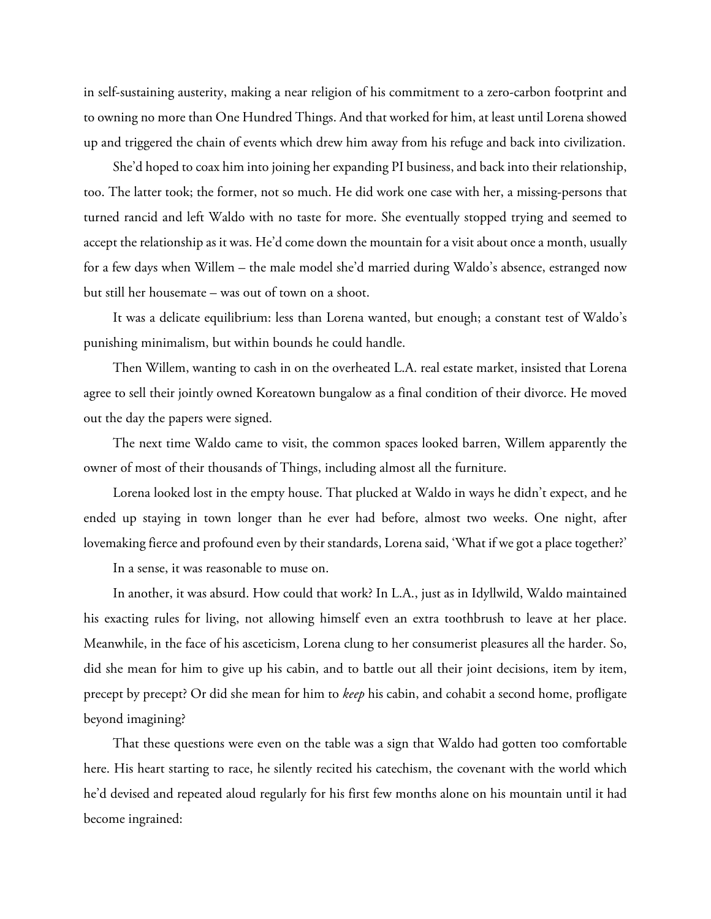in self-sustaining austerity, making a near religion of his commitment to a zero-carbon footprint and to owning no more than One Hundred Things. And that worked for him, at least until Lorena showed up and triggered the chain of events which drew him away from his refuge and back into civilization.

She'd hoped to coax him into joining her expanding PI business, and back into their relationship, too. The latter took; the former, not so much. He did work one case with her, a missing-persons that turned rancid and left Waldo with no taste for more. She eventually stopped trying and seemed to accept the relationship as it was. He'd come down the mountain for a visit about once a month, usually for a few days when Willem – the male model she'd married during Waldo's absence, estranged now but still her housemate – was out of town on a shoot.

It was a delicate equilibrium: less than Lorena wanted, but enough; a constant test of Waldo's punishing minimalism, but within bounds he could handle.

Then Willem, wanting to cash in on the overheated L.A. real estate market, insisted that Lorena agree to sell their jointly owned Koreatown bungalow as a final condition of their divorce. He moved out the day the papers were signed.

The next time Waldo came to visit, the common spaces looked barren, Willem apparently the owner of most of their thousands of Things, including almost all the furniture.

Lorena looked lost in the empty house. That plucked at Waldo in ways he didn't expect, and he ended up staying in town longer than he ever had before, almost two weeks. One night, after lovemaking fierce and profound even by their standards, Lorena said, 'What if we got a place together?'

In a sense, it was reasonable to muse on.

In another, it was absurd. How could that work? In L.A., just as in Idyllwild, Waldo maintained his exacting rules for living, not allowing himself even an extra toothbrush to leave at her place. Meanwhile, in the face of his asceticism, Lorena clung to her consumerist pleasures all the harder. So, did she mean for him to give up his cabin, and to battle out all their joint decisions, item by item, precept by precept? Or did she mean for him to *keep* his cabin, and cohabit a second home, profligate beyond imagining?

That these questions were even on the table was a sign that Waldo had gotten too comfortable here. His heart starting to race, he silently recited his catechism, the covenant with the world which he'd devised and repeated aloud regularly for his first few months alone on his mountain until it had become ingrained: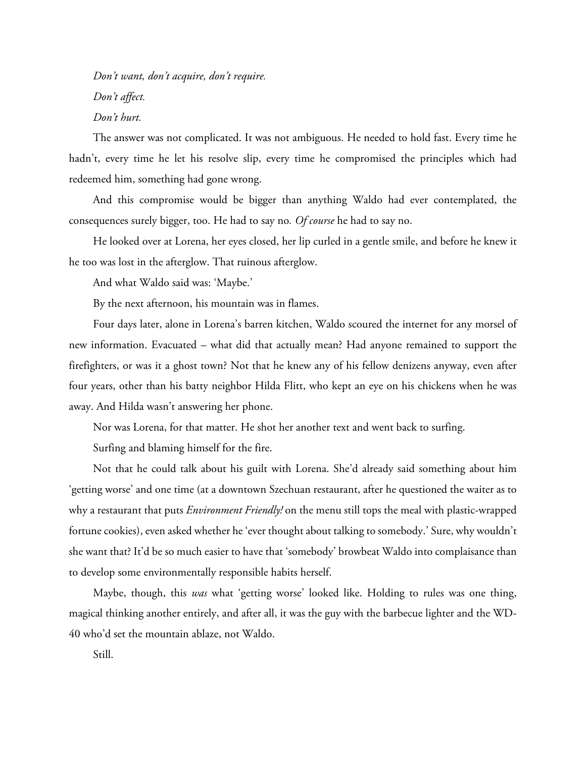*Don't want, don't acquire, don't require.*

*Don't affect.*

*Don't hurt.*

The answer was not complicated. It was not ambiguous. He needed to hold fast. Every time he hadn't, every time he let his resolve slip, every time he compromised the principles which had redeemed him, something had gone wrong.

And this compromise would be bigger than anything Waldo had ever contemplated, the consequences surely bigger, too. He had to say no. *Of course* he had to say no.

He looked over at Lorena, her eyes closed, her lip curled in a gentle smile, and before he knew it he too was lost in the afterglow. That ruinous afterglow.

And what Waldo said was: 'Maybe.'

By the next afternoon, his mountain was in flames.

Four days later, alone in Lorena's barren kitchen, Waldo scoured the internet for any morsel of new information. Evacuated – what did that actually mean? Had anyone remained to support the firefighters, or was it a ghost town? Not that he knew any of his fellow denizens anyway, even after four years, other than his batty neighbor Hilda Flitt, who kept an eye on his chickens when he was away. And Hilda wasn't answering her phone.

Nor was Lorena, for that matter. He shot her another text and went back to surfing.

Surfing and blaming himself for the fire.

Not that he could talk about his guilt with Lorena. She'd already said something about him 'getting worse' and one time (at a downtown Szechuan restaurant, after he questioned the waiter as to why a restaurant that puts *Environment Friendly!* on the menu still tops the meal with plastic-wrapped fortune cookies), even asked whether he 'ever thought about talking to somebody.' Sure, why wouldn't she want that? It'd be so much easier to have that 'somebody' browbeat Waldo into complaisance than to develop some environmentally responsible habits herself.

Maybe, though, this *was* what 'getting worse' looked like. Holding to rules was one thing, magical thinking another entirely, and after all, it was the guy with the barbecue lighter and the WD-40 who'd set the mountain ablaze, not Waldo.

Still.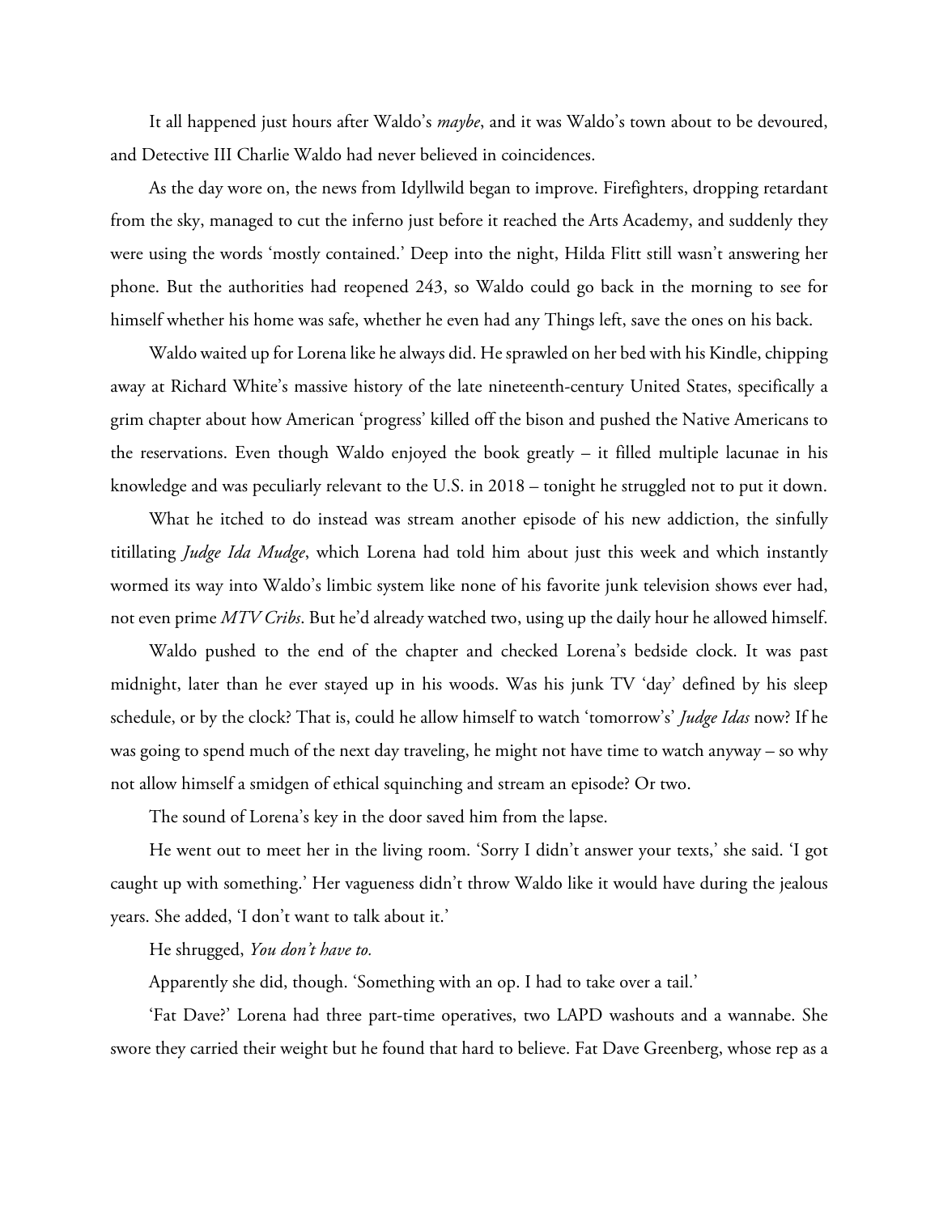It all happened just hours after Waldo's *maybe*, and it was Waldo's town about to be devoured, and Detective III Charlie Waldo had never believed in coincidences.

As the day wore on, the news from Idyllwild began to improve. Firefighters, dropping retardant from the sky, managed to cut the inferno just before it reached the Arts Academy, and suddenly they were using the words 'mostly contained.' Deep into the night, Hilda Flitt still wasn't answering her phone. But the authorities had reopened 243, so Waldo could go back in the morning to see for himself whether his home was safe, whether he even had any Things left, save the ones on his back.

Waldo waited up for Lorena like he always did. He sprawled on her bed with his Kindle, chipping away at Richard White's massive history of the late nineteenth-century United States, specifically a grim chapter about how American 'progress' killed off the bison and pushed the Native Americans to the reservations. Even though Waldo enjoyed the book greatly – it filled multiple lacunae in his knowledge and was peculiarly relevant to the U.S. in 2018 – tonight he struggled not to put it down.

What he itched to do instead was stream another episode of his new addiction, the sinfully titillating *Judge Ida Mudge*, which Lorena had told him about just this week and which instantly wormed its way into Waldo's limbic system like none of his favorite junk television shows ever had, not even prime *MTV Cribs*. But he'd already watched two, using up the daily hour he allowed himself.

Waldo pushed to the end of the chapter and checked Lorena's bedside clock. It was past midnight, later than he ever stayed up in his woods. Was his junk TV 'day' defined by his sleep schedule, or by the clock? That is, could he allow himself to watch 'tomorrow's' *Judge Idas* now? If he was going to spend much of the next day traveling, he might not have time to watch anyway – so why not allow himself a smidgen of ethical squinching and stream an episode? Or two.

The sound of Lorena's key in the door saved him from the lapse.

He went out to meet her in the living room. 'Sorry I didn't answer your texts,' she said. 'I got caught up with something.' Her vagueness didn't throw Waldo like it would have during the jealous years. She added, 'I don't want to talk about it.'

He shrugged, *You don't have to.*

Apparently she did, though. 'Something with an op. I had to take over a tail.'

'Fat Dave?' Lorena had three part-time operatives, two LAPD washouts and a wannabe. She swore they carried their weight but he found that hard to believe. Fat Dave Greenberg, whose rep as a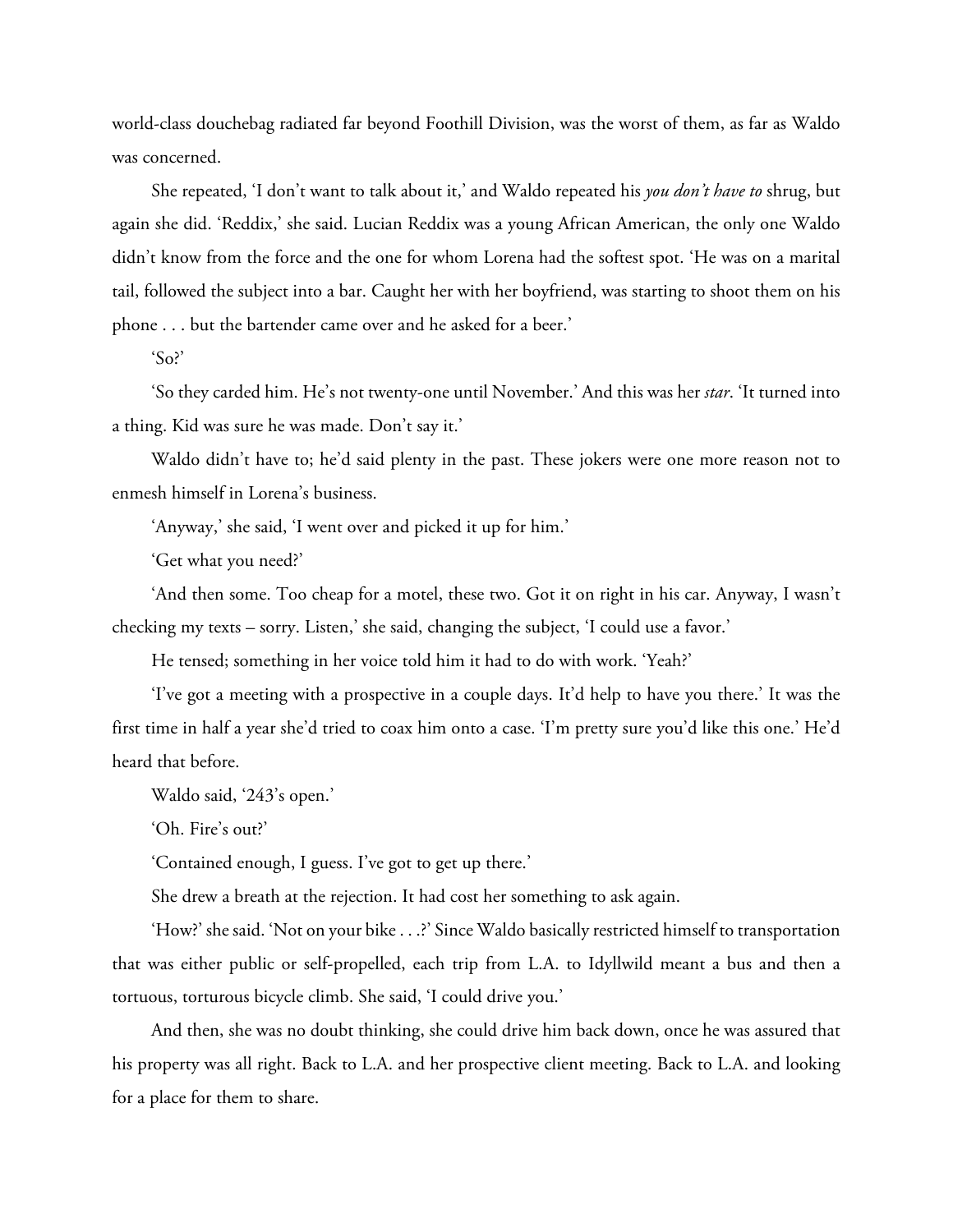world-class douchebag radiated far beyond Foothill Division, was the worst of them, as far as Waldo was concerned.

She repeated, 'I don't want to talk about it,' and Waldo repeated his *you don't have to* shrug, but again she did. 'Reddix,' she said. Lucian Reddix was a young African American, the only one Waldo didn't know from the force and the one for whom Lorena had the softest spot. 'He was on a marital tail, followed the subject into a bar. Caught her with her boyfriend, was starting to shoot them on his phone . . . but the bartender came over and he asked for a beer.'

'So?'

'So they carded him. He's not twenty-one until November.' And this was her *star*. 'It turned into a thing. Kid was sure he was made. Don't say it.'

Waldo didn't have to; he'd said plenty in the past. These jokers were one more reason not to enmesh himself in Lorena's business.

'Anyway,' she said, 'I went over and picked it up for him.'

'Get what you need?'

'And then some. Too cheap for a motel, these two. Got it on right in his car. Anyway, I wasn't checking my texts – sorry. Listen,' she said, changing the subject, 'I could use a favor.'

He tensed; something in her voice told him it had to do with work. 'Yeah?'

'I've got a meeting with a prospective in a couple days. It'd help to have you there.' It was the first time in half a year she'd tried to coax him onto a case. 'I'm pretty sure you'd like this one.' He'd heard that before.

Waldo said, '243's open.'

'Oh. Fire's out?'

'Contained enough, I guess. I've got to get up there.'

She drew a breath at the rejection. It had cost her something to ask again.

'How?' she said. 'Not on your bike . . .?' Since Waldo basically restricted himself to transportation that was either public or self-propelled, each trip from L.A. to Idyllwild meant a bus and then a tortuous, torturous bicycle climb. She said, 'I could drive you.'

And then, she was no doubt thinking, she could drive him back down, once he was assured that his property was all right. Back to L.A. and her prospective client meeting. Back to L.A. and looking for a place for them to share.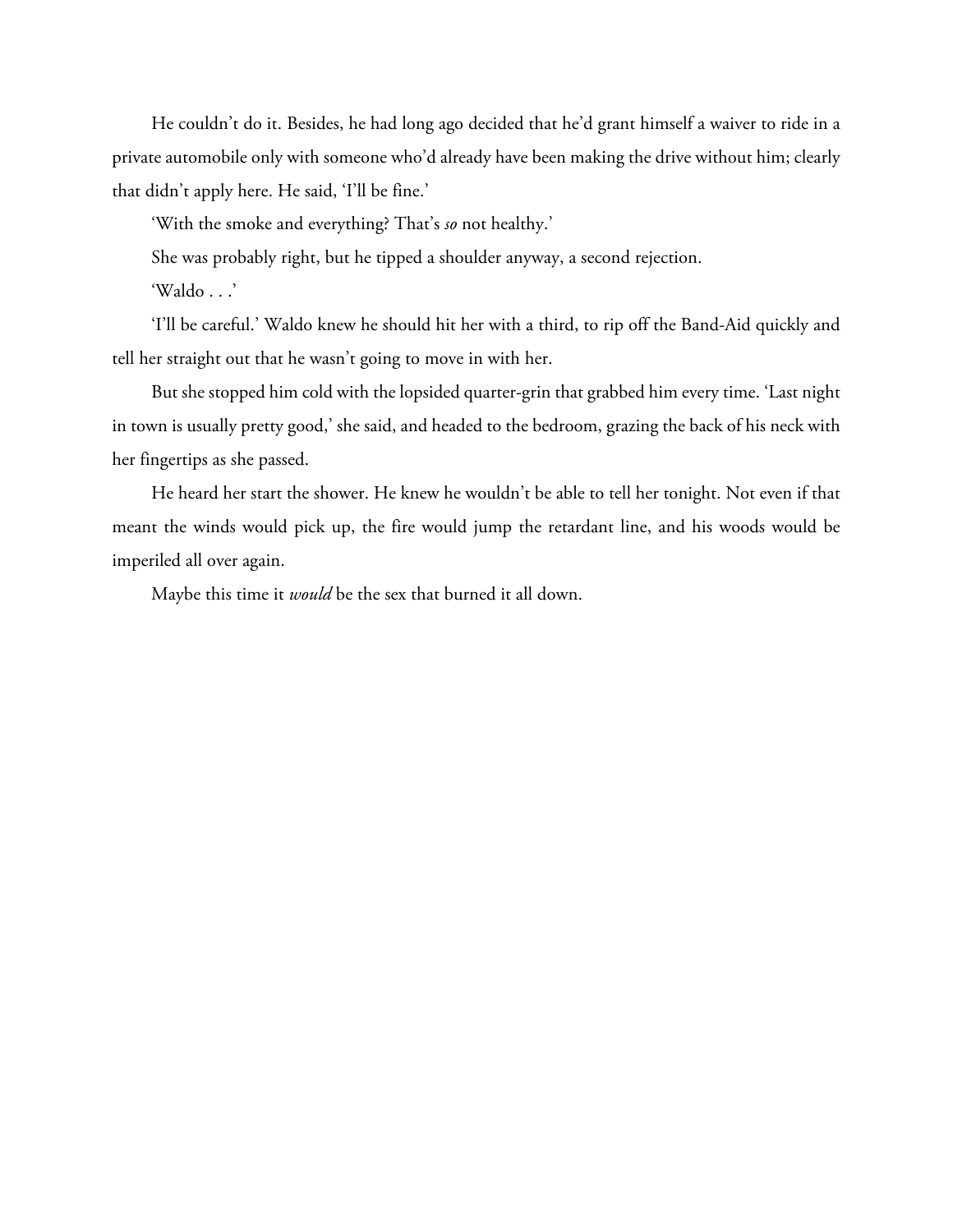He couldn't do it. Besides, he had long ago decided that he'd grant himself a waiver to ride in a private automobile only with someone who'd already have been making the drive without him; clearly that didn't apply here. He said, 'I'll be fine.'

'With the smoke and everything? That's *so* not healthy.'

She was probably right, but he tipped a shoulder anyway, a second rejection.

'Waldo . . .'

'I'll be careful.' Waldo knew he should hit her with a third, to rip off the Band-Aid quickly and tell her straight out that he wasn't going to move in with her.

But she stopped him cold with the lopsided quarter-grin that grabbed him every time. 'Last night in town is usually pretty good,' she said, and headed to the bedroom, grazing the back of his neck with her fingertips as she passed.

He heard her start the shower. He knew he wouldn't be able to tell her tonight. Not even if that meant the winds would pick up, the fire would jump the retardant line, and his woods would be imperiled all over again.

Maybe this time it *would* be the sex that burned it all down.